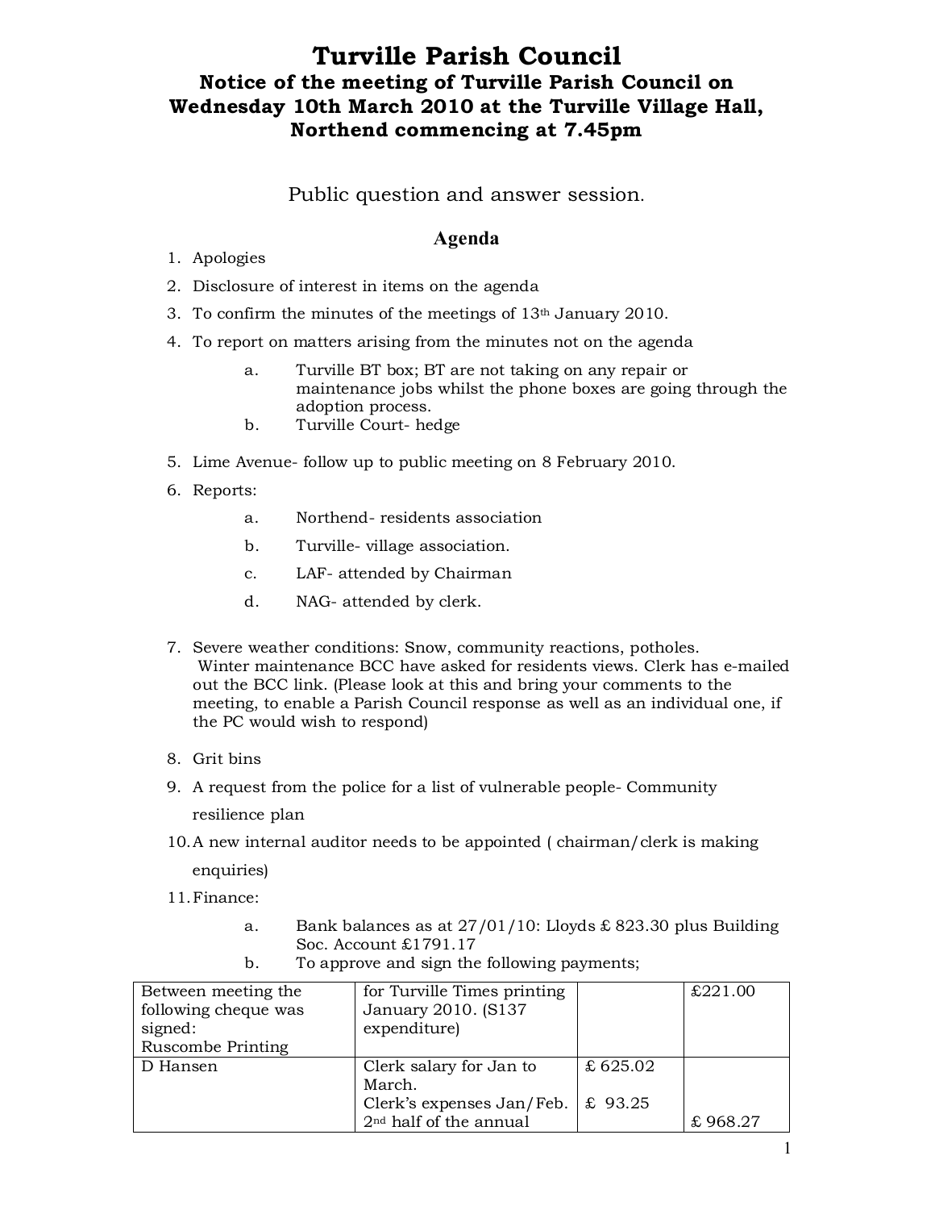# Turville Parish Council

## Notice of the meeting of Turville Parish Council on Wednesday 10th March 2010 at the Turville Village Hall, Northend commencing at 7.45pm

Public question and answer session.

### Agenda

1. Apologies
2. Disclosure of interest in items on the agenda
3. To confirm the minutes of the meetings of 13th January 2010.
4. To report on matters arising from the minutes not on the agenda
   a. Turville BT box; BT are not taking on any repair or maintenance jobs whilst the phone boxes are going through the adoption process.
   b. Turville Court- hedge
5. Lime Avenue- follow up to public meeting on 8 February 2010.
6. Reports:
   a. Northend- residents association
   b. Turville- village association.
   c. LAF- attended by Chairman
   d. NAG- attended by clerk.
7. Severe weather conditions: Snow, community reactions, potholes. Winter maintenance BCC have asked for residents views. Clerk has e-mailed out the BCC link. (Please look at this and bring your comments to the meeting, to enable a Parish Council response as well as an individual one, if the PC would wish to respond)
8. Grit bins
9. A request from the police for a list of vulnerable people- Community resilience plan
10. A new internal auditor needs to be appointed ( chairman/clerk is making enquiries)
11. Finance:
    a. Bank balances as at 27/01/10: Lloyds £ 823.30 plus Building Soc. Account £1791.17
    b. To approve and sign the following payments;

| Between meeting the following cheque was signed: Ruscombe Printing | for Turville Times printing January 2010. (S137 expenditure) | | £221.00 |
|---|---|---|---|
| D Hansen | Clerk salary for Jan to March.<br>Clerk's expenses Jan/Feb.<br>2nd half of the annual | £ 625.02<br>£ 93.25 | £ 968.27 |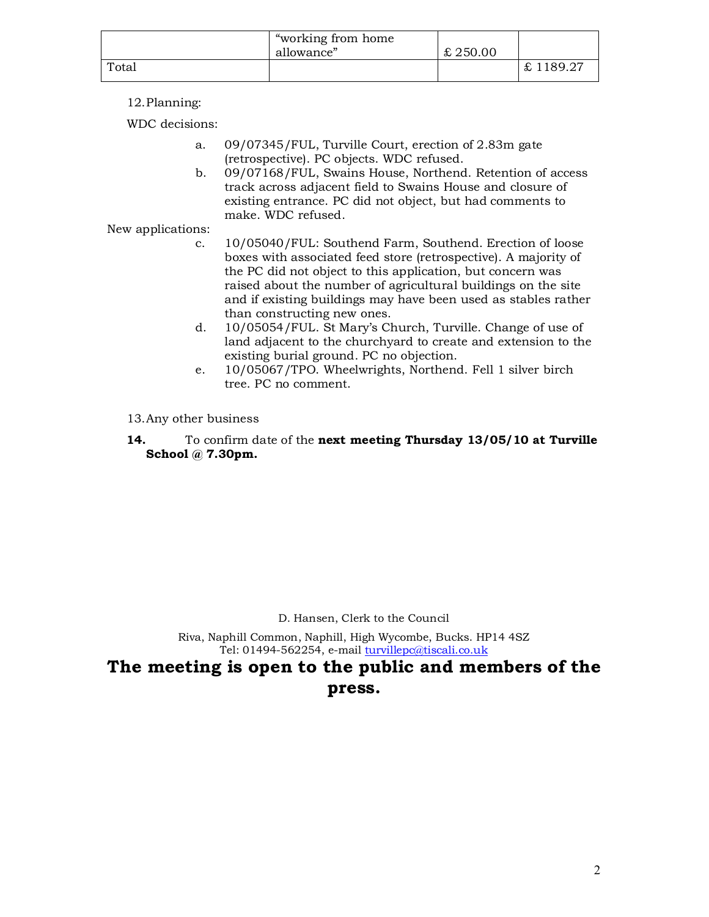| | | | |
|---|---|---|---|
| | "working from home allowance" | £ 250.00 | |
| Total | | | £ 1189.27 |

12. Planning:

WDC decisions:

a. 09/07345/FUL, Turville Court, erection of 2.83m gate (retrospective). PC objects. WDC refused.

b. 09/07168/FUL, Swains House, Northend. Retention of access track across adjacent field to Swains House and closure of existing entrance. PC did not object, but had comments to make. WDC refused.

New applications:

c. 10/05040/FUL: Southend Farm, Southend. Erection of loose boxes with associated feed store (retrospective). A majority of the PC did not object to this application, but concern was raised about the number of agricultural buildings on the site and if existing buildings may have been used as stables rather than constructing new ones.

d. 10/05054/FUL. St Mary's Church, Turville. Change of use of land adjacent to the churchyard to create and extension to the existing burial ground. PC no objection.

e. 10/05067/TPO. Wheelwrights, Northend. Fell 1 silver birch tree. PC no comment.

13. Any other business

**14.** To confirm date of the **next meeting Thursday 13/05/10 at Turville School @ 7.30pm.**

D. Hansen, Clerk to the Council

Riva, Naphill Common, Naphill, High Wycombe, Bucks. HP14 4SZ
Tel: 01494-562254, e-mail turvillepc@tiscali.co.uk

# The meeting is open to the public and members of the press.